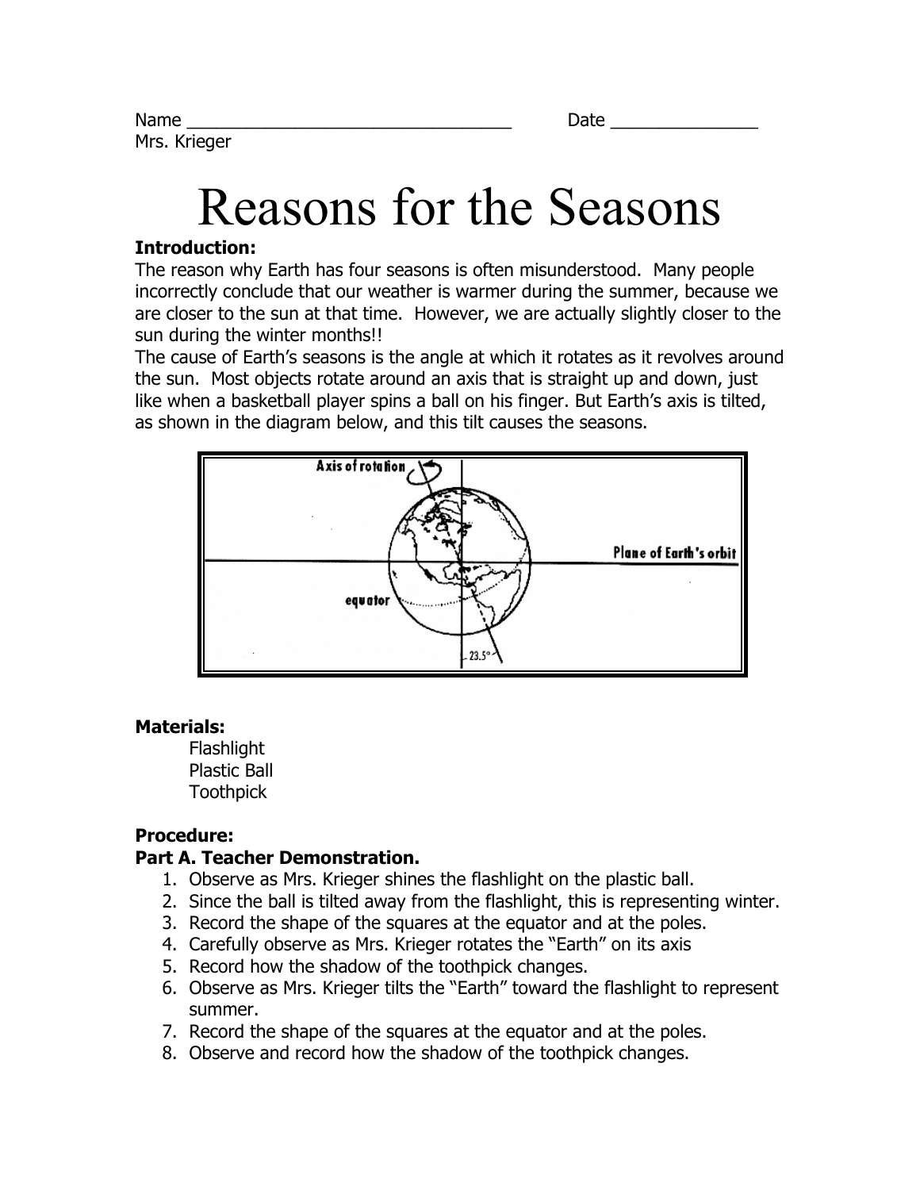Name ___________________________________ Date ________________

Mrs. Krieger

# Reasons for the Seasons

**Introduction:**

The reason why Earth has four seasons is often misunderstood. Many people incorrectly conclude that our weather is warmer during the summer, because we are closer to the sun at that time. However, we are actually slightly closer to the sun during the winter months!!

The cause of Earth's seasons is the angle at which it rotates as it revolves around the sun. Most objects rotate around an axis that is straight up and down, just like when a basketball player spins a ball on his finger. But Earth's axis is tilted, as shown in the diagram below, and this tilt causes the seasons.

**Materials:**

- Flashlight
- Plastic Ball
- Toothpick

**Procedure:**

**Part A. Teacher Demonstration.**

1. Observe as Mrs. Krieger shines the flashlight on the plastic ball.
2. Since the ball is tilted away from the flashlight, this is representing winter.
3. Record the shape of the squares at the equator and at the poles.
4. Carefully observe as Mrs. Krieger rotates the "Earth" on its axis
5. Record how the shadow of the toothpick changes.
6. Observe as Mrs. Krieger tilts the "Earth" toward the flashlight to represent summer.
7. Record the shape of the squares at the equator and at the poles.
8. Observe and record how the shadow of the toothpick changes.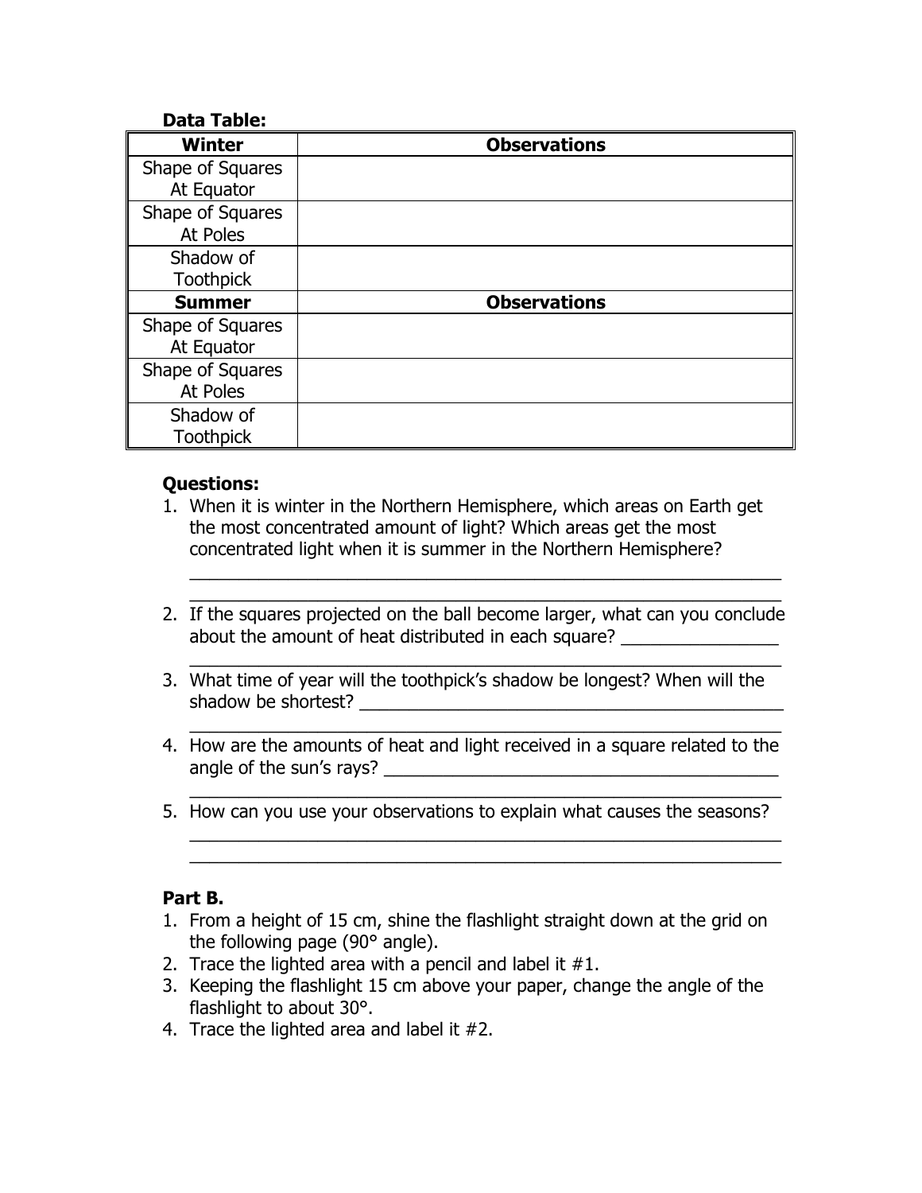**Data Table:**

| Winter | Observations |
|---|---|
| Shape of Squares At Equator | |
| Shape of Squares At Poles | |
| Shadow of Toothpick | |
| **Summer** | **Observations** |
| Shape of Squares At Equator | |
| Shape of Squares At Poles | |
| Shadow of Toothpick | |

**Questions:**

1. When it is winter in the Northern Hemisphere, which areas on Earth get the most concentrated amount of light? Which areas get the most concentrated light when it is summer in the Northern Hemisphere?
   ______________________________________________________________
   ______________________________________________________________
2. If the squares projected on the ball become larger, what can you conclude about the amount of heat distributed in each square? ________________
   ______________________________________________________________
3. What time of year will the toothpick's shadow be longest? When will the shadow be shortest? ____________________________________________
   ______________________________________________________________
4. How are the amounts of heat and light received in a square related to the angle of the sun's rays? _________________________________________
   ______________________________________________________________
5. How can you use your observations to explain what causes the seasons?
   ______________________________________________________________
   ______________________________________________________________

**Part B.**

1. From a height of 15 cm, shine the flashlight straight down at the grid on the following page (90° angle).
2. Trace the lighted area with a pencil and label it #1.
3. Keeping the flashlight 15 cm above your paper, change the angle of the flashlight to about 30°.
4. Trace the lighted area and label it #2.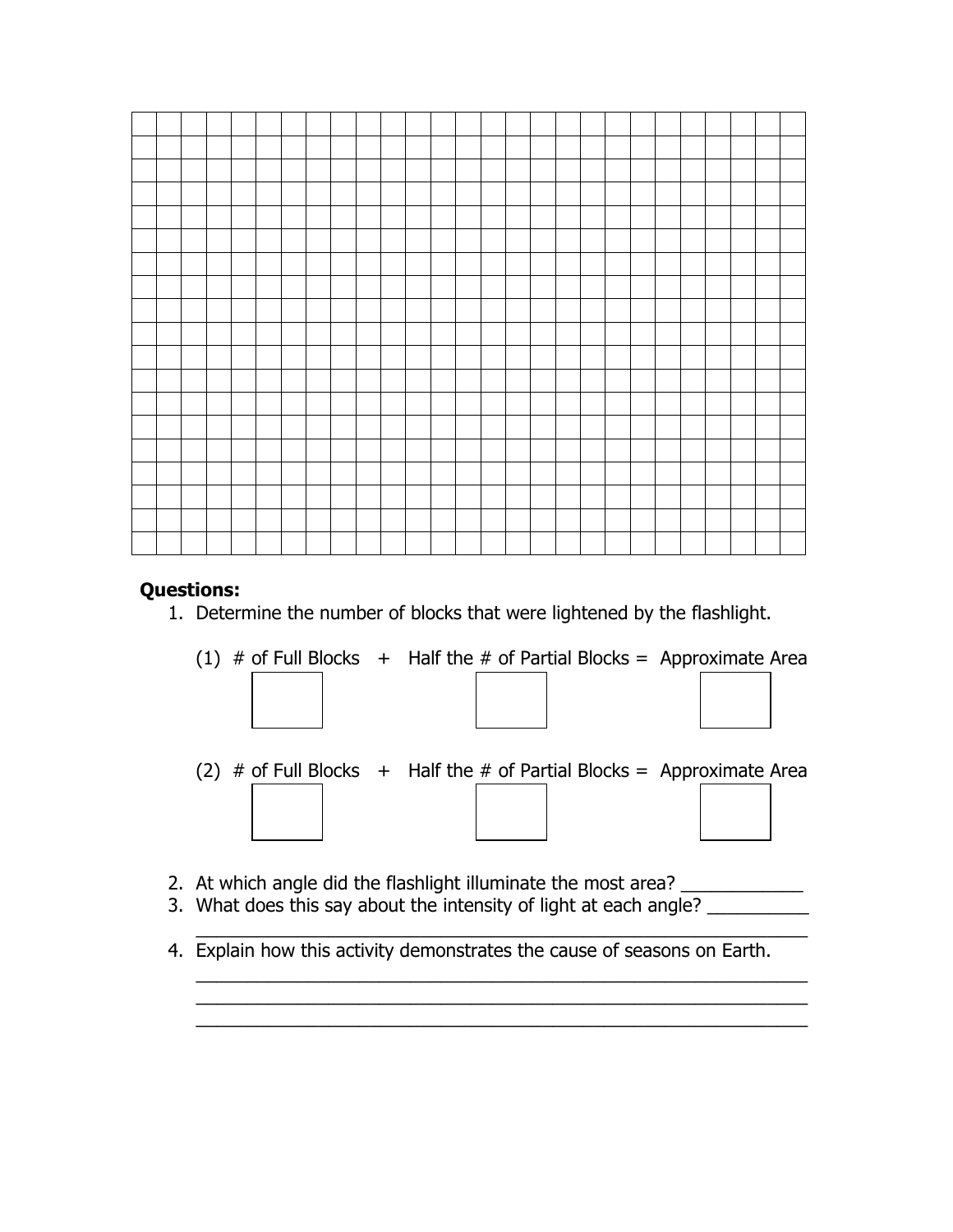**Questions:**

1. Determine the number of blocks that were lightened by the flashlight.

   (1) # of Full Blocks + Half the # of Partial Blocks = Approximate Area

   | # of Full Blocks | Half the # of Partial Blocks | Approximate Area |
   |---|---|---|
   | | | |

   (2) # of Full Blocks + Half the # of Partial Blocks = Approximate Area

   | # of Full Blocks | Half the # of Partial Blocks | Approximate Area |
   |---|---|---|
   | | | |

2. At which angle did the flashlight illuminate the most area? _____________
3. What does this say about the intensity of light at each angle? __________
   _______________________________________________________________
4. Explain how this activity demonstrates the cause of seasons on Earth.
   _______________________________________________________________
   _______________________________________________________________
   _______________________________________________________________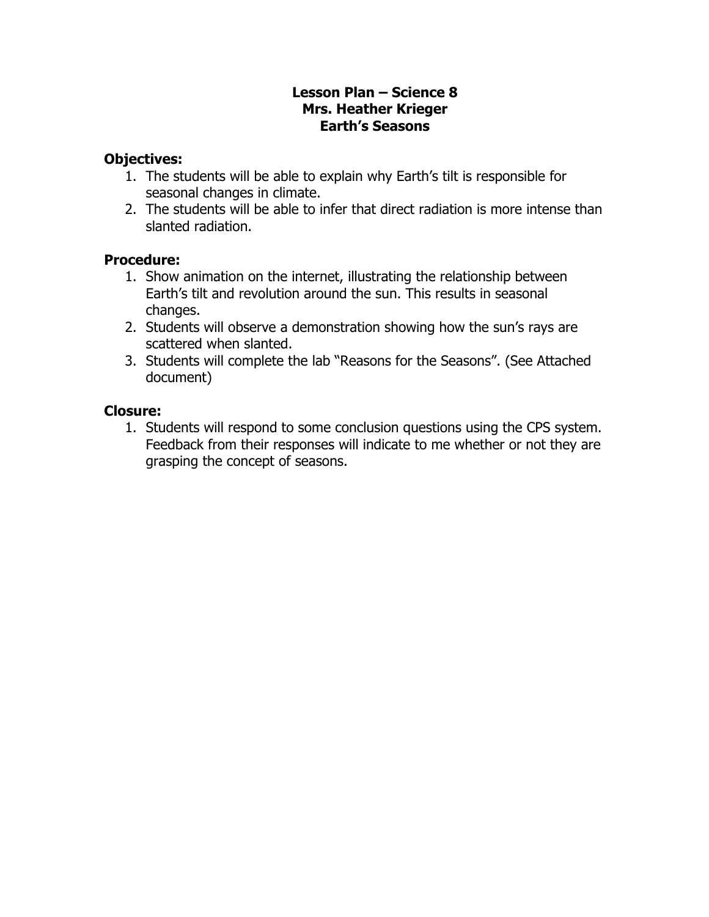# Lesson Plan – Science 8
# Mrs. Heather Krieger
# Earth's Seasons

**Objectives:**

1. The students will be able to explain why Earth's tilt is responsible for seasonal changes in climate.
2. The students will be able to infer that direct radiation is more intense than slanted radiation.

**Procedure:**

1. Show animation on the internet, illustrating the relationship between Earth's tilt and revolution around the sun. This results in seasonal changes.
2. Students will observe a demonstration showing how the sun's rays are scattered when slanted.
3. Students will complete the lab "Reasons for the Seasons". (See Attached document)

**Closure:**

1. Students will respond to some conclusion questions using the CPS system. Feedback from their responses will indicate to me whether or not they are grasping the concept of seasons.